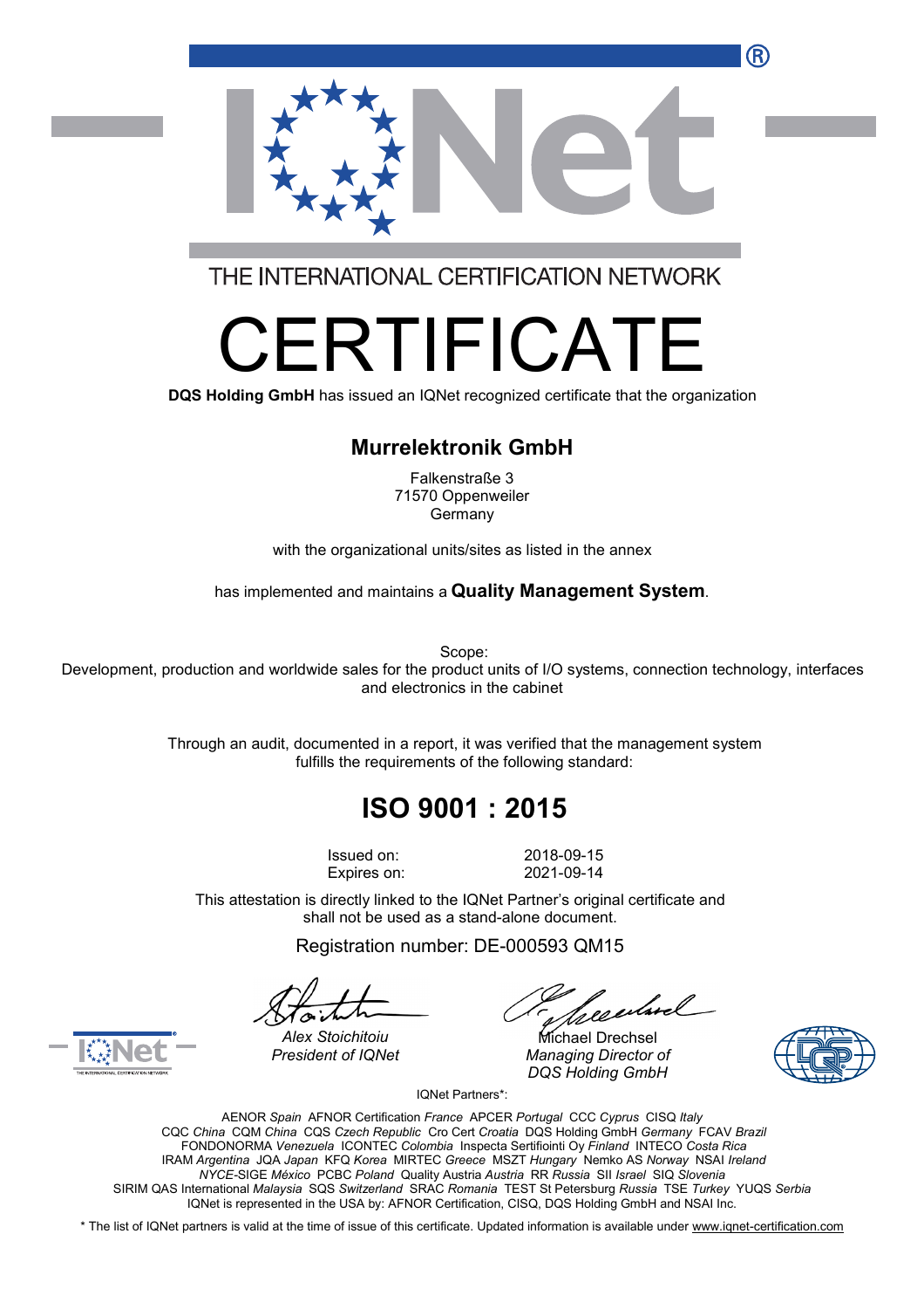THE INTERNATIONAL CERTIFICATION NETWORK

# CERTIFICATE

**DQS Holding GmbH** has issued an IQNet recognized certificate that the organization

## Murrelektronik GmbH

Falkenstraße 3
71570 Oppenweiler
Germany

with the organizational units/sites as listed in the annex

has implemented and maintains a **Quality Management System**.

Scope:
Development, production and worldwide sales for the product units of I/O systems, connection technology, interfaces and electronics in the cabinet

Through an audit, documented in a report, it was verified that the management system fulfills the requirements of the following standard:

## ISO 9001 : 2015

| | |
|---|---|
| Issued on: | 2018-09-15 |
| Expires on: | 2021-09-14 |

This attestation is directly linked to the IQNet Partner's original certificate and shall not be used as a stand-alone document.

Registration number: DE-000593 QM15

*Alex Stoichitoiu*
*President of IQNet*

Michael Drechsel
*Managing Director of DQS Holding GmbH*

IQNet Partners*:

AENOR *Spain* AFNOR Certification *France* APCER *Portugal* CCC *Cyprus* CISQ *Italy*
CQC *China* CQM *China* CQS *Czech Republic* Cro Cert *Croatia* DQS Holding GmbH *Germany* FCAV *Brazil*
FONDONORMA *Venezuela* ICONTEC *Colombia* Inspecta Sertifiointi Oy *Finland* INTECO *Costa Rica*
IRAM *Argentina* JQA *Japan* KFQ *Korea* MIRTEC *Greece* MSZT *Hungary* Nemko AS *Norway* NSAI *Ireland*
*NYCE*-SIGE *México* PCBC *Poland* Quality Austria *Austria* RR *Russia* SII *Israel* SIQ *Slovenia*
SIRIM QAS International *Malaysia* SQS *Switzerland* SRAC *Romania* TEST St Petersburg *Russia* TSE *Turkey* YUQS *Serbia*
IQNet is represented in the USA by: AFNOR Certification, CISQ, DQS Holding GmbH and NSAI Inc.

* The list of IQNet partners is valid at the time of issue of this certificate. Updated information is available under www.iqnet-certification.com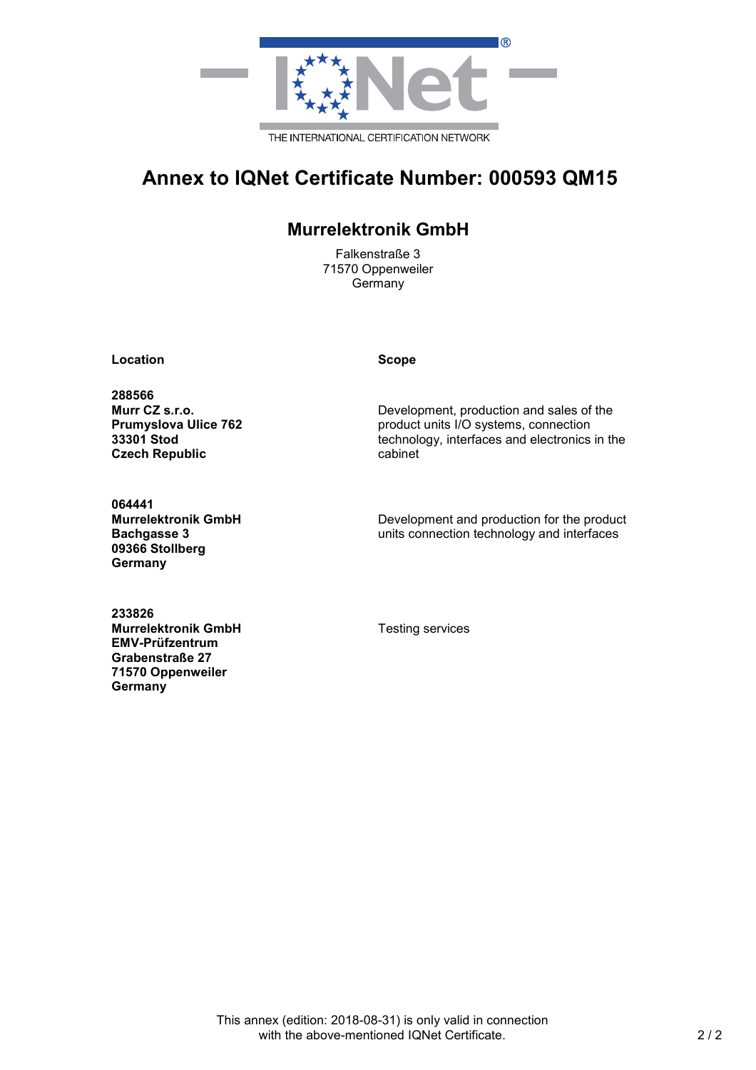THE INTERNATIONAL CERTIFICATION NETWORK

# Annex to IQNet Certificate Number: 000593 QM15

## Murrelektronik GmbH

Falkenstraße 3
71570 Oppenweiler
Germany

| Location | Scope |
| --- | --- |
| **288566**<br>**Murr CZ s.r.o.**<br>**Prumyslova Ulice 762**<br>**33301 Stod**<br>**Czech Republic** | Development, production and sales of the product units I/O systems, connection technology, interfaces and electronics in the cabinet |
| **064441**<br>**Murrelektronik GmbH**<br>**Bachgasse 3**<br>**09366 Stollberg**<br>**Germany** | Development and production for the product units connection technology and interfaces |
| **233826**<br>**Murrelektronik GmbH**<br>**EMV-Prüfzentrum**<br>**Grabenstraße 27**<br>**71570 Oppenweiler**<br>**Germany** | Testing services |

This annex (edition: 2018-08-31) is only valid in connection with the above-mentioned IQNet Certificate.